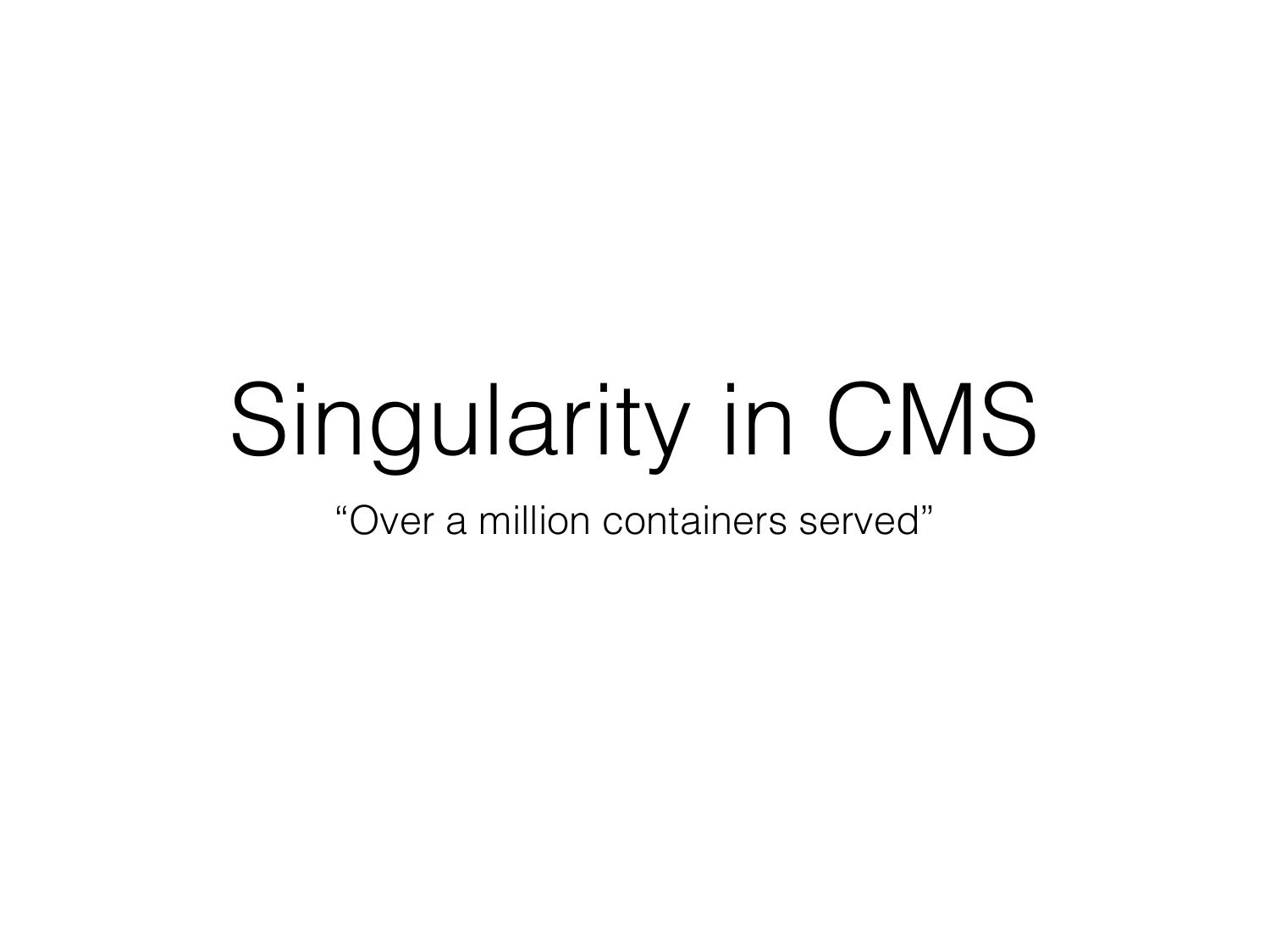# Singularity in CMS

"Over a million containers served"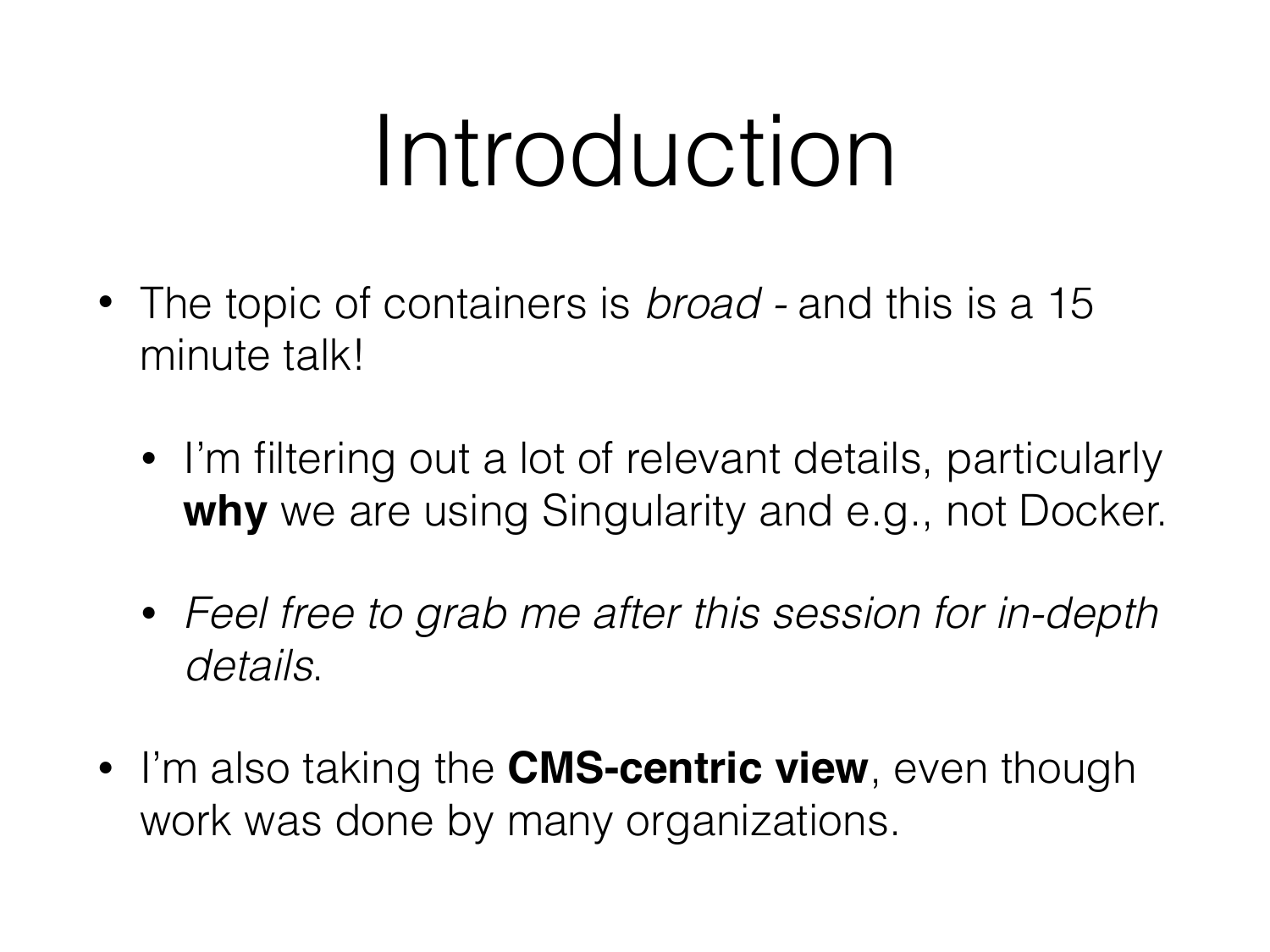# Introduction

- The topic of containers is *broad* - and this is a 15 minute talk!
  - I'm filtering out a lot of relevant details, particularly **why** we are using Singularity and e.g., not Docker.
  - *Feel free to grab me after this session for in-depth details*.
- I'm also taking the **CMS-centric view**, even though work was done by many organizations.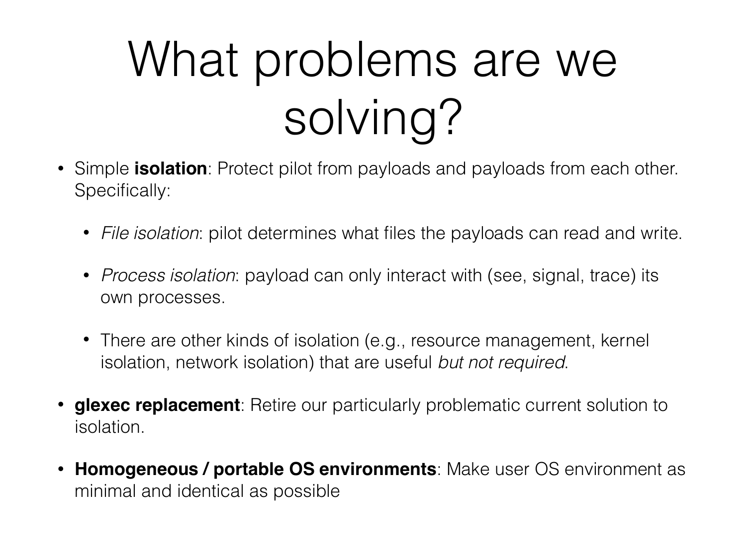# What problems are we solving?

- Simple **isolation**: Protect pilot from payloads and payloads from each other. Specifically:
    - *File isolation*: pilot determines what files the payloads can read and write.
    - *Process isolation*: payload can only interact with (see, signal, trace) its own processes.
    - There are other kinds of isolation (e.g., resource management, kernel isolation, network isolation) that are useful *but not required*.
- **glexec replacement**: Retire our particularly problematic current solution to isolation.
- **Homogeneous / portable OS environments**: Make user OS environment as minimal and identical as possible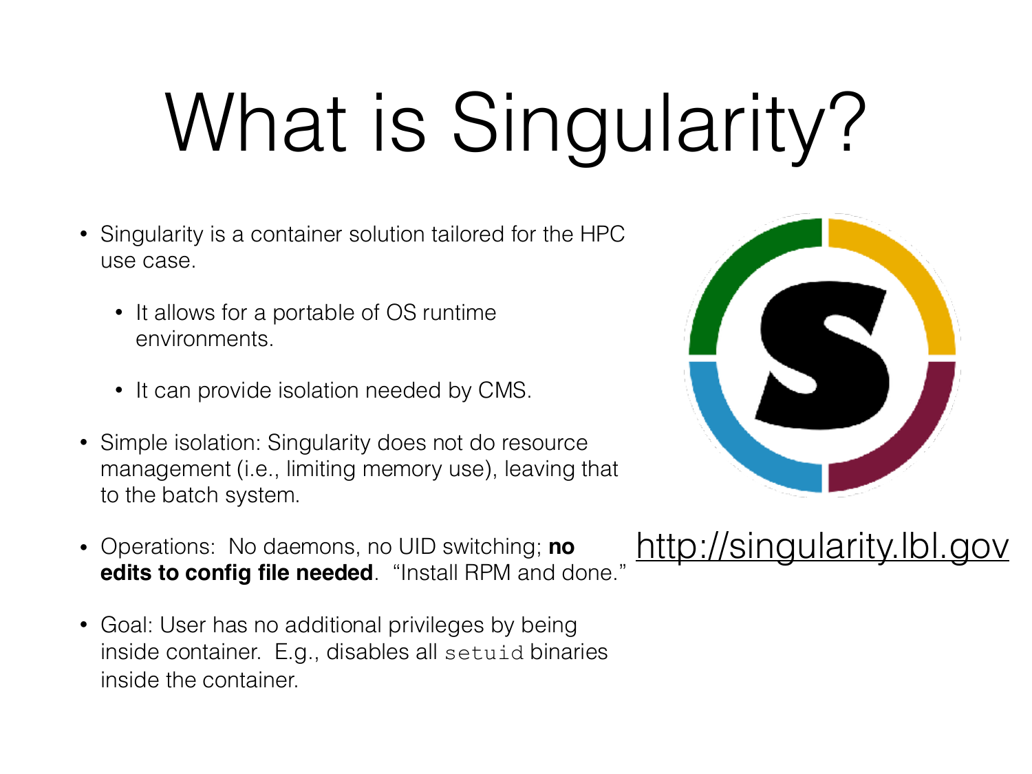# What is Singularity?

- Singularity is a container solution tailored for the HPC use case.
  - It allows for a portable of OS runtime environments.
  - It can provide isolation needed by CMS.
- Simple isolation: Singularity does not do resource management (i.e., limiting memory use), leaving that to the batch system.
- Operations: No daemons, no UID switching; **no edits to config file needed**. "Install RPM and done."
- Goal: User has no additional privileges by being inside container. E.g., disables all `setuid` binaries inside the container.

http://singularity.lbl.gov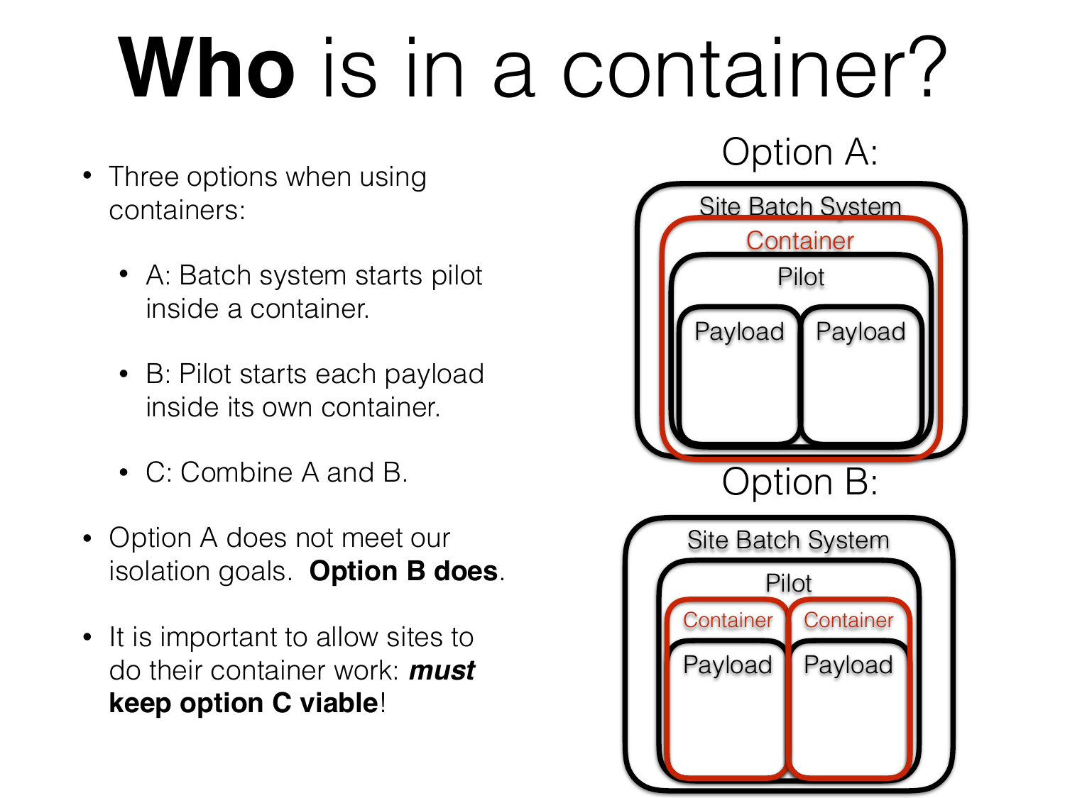# **Who** is in a container?

- Three options when using containers:
  - A: Batch system starts pilot inside a container.
  - B: Pilot starts each payload inside its own container.
  - C: Combine A and B.
- Option A does not meet our isolation goals. **Option B does**.
- It is important to allow sites to do their container work: ***must* keep option C viable**!

Option A:

Site Batch System
Container
Pilot
Payload Payload

Option B:

Site Batch System
Pilot
Container Container
Payload Payload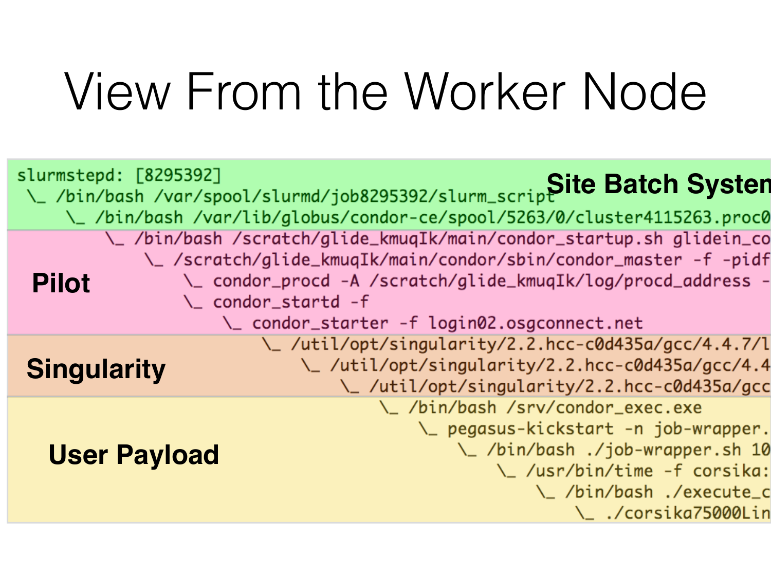# View From the Worker Node

**Site Batch System**

```
slurmstepd: [8295392]
 \_ /bin/bash /var/spool/slurmd/job8295392/slurm_script
     \_ /bin/bash /var/lib/globus/condor-ce/spool/5263/0/cluster4115263.proc0
```

**Pilot**

```
         \_ /bin/bash /scratch/glide_kmuqIk/main/condor_startup.sh glidein_co
             \_ /scratch/glide_kmuqIk/main/condor/sbin/condor_master -f -pidf
                 \_ condor_procd -A /scratch/glide_kmuqIk/log/procd_address -
                 \_ condor_startd -f
                     \_ condor_starter -f login02.osgconnect.net
```

**Singularity**

```
                         \_ /util/opt/singularity/2.2.hcc-c0d435a/gcc/4.4.7/l
                             \_ /util/opt/singularity/2.2.hcc-c0d435a/gcc/4.4
                                 \_ /util/opt/singularity/2.2.hcc-c0d435a/gcc
```

**User Payload**

```
                                     \_ /bin/bash /srv/condor_exec.exe
                                         \_ pegasus-kickstart -n job-wrapper.
                                             \_ /bin/bash ./job-wrapper.sh 10
                                                 \_ /usr/bin/time -f corsika:
                                                     \_ /bin/bash ./execute_c
                                                         \_ ./corsika75000Lin
```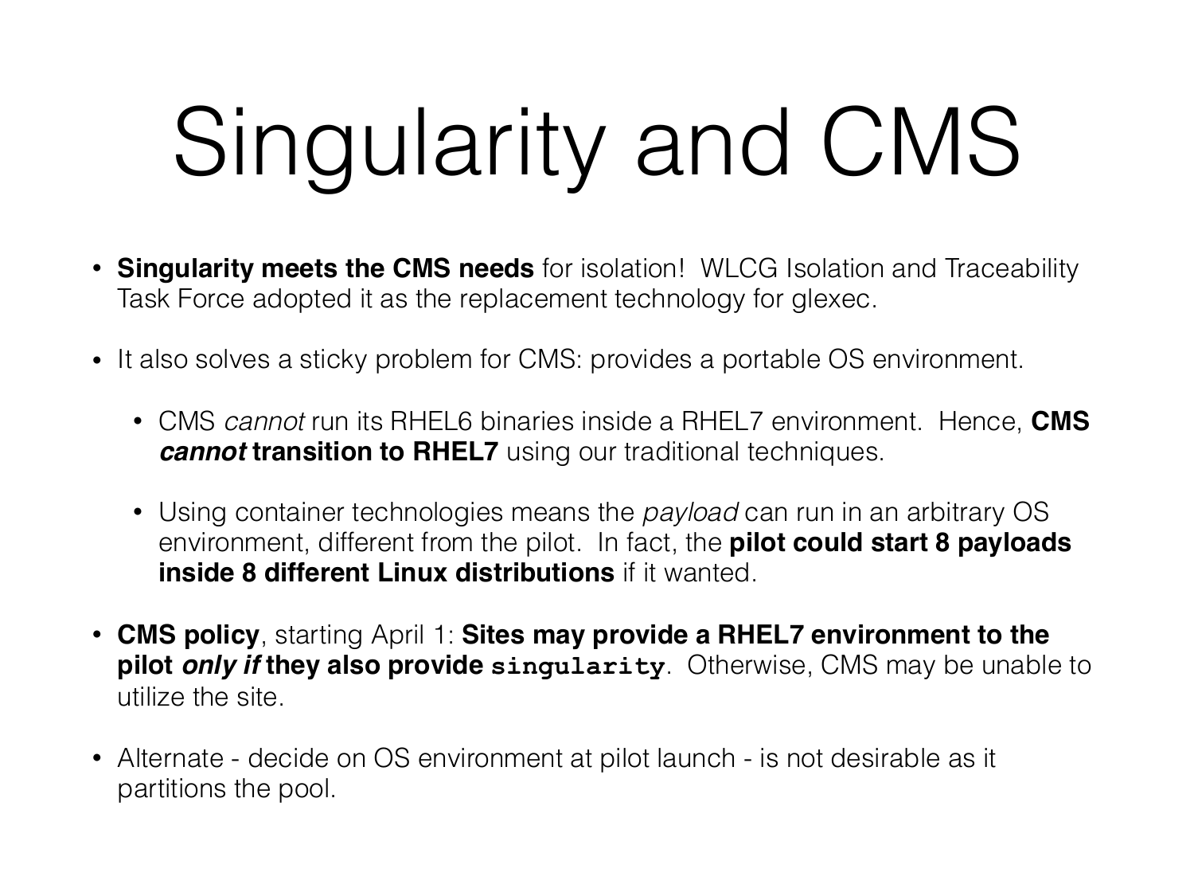# Singularity and CMS

- **Singularity meets the CMS needs** for isolation! WLCG Isolation and Traceability Task Force adopted it as the replacement technology for glexec.
- It also solves a sticky problem for CMS: provides a portable OS environment.
  - CMS *cannot* run its RHEL6 binaries inside a RHEL7 environment. Hence, **CMS *cannot* transition to RHEL7** using our traditional techniques.
  - Using container technologies means the *payload* can run in an arbitrary OS environment, different from the pilot. In fact, the **pilot could start 8 payloads inside 8 different Linux distributions** if it wanted.
- **CMS policy**, starting April 1: **Sites may provide a RHEL7 environment to the pilot *only if* they also provide `singularity`**. Otherwise, CMS may be unable to utilize the site.
- Alternate - decide on OS environment at pilot launch - is not desirable as it partitions the pool.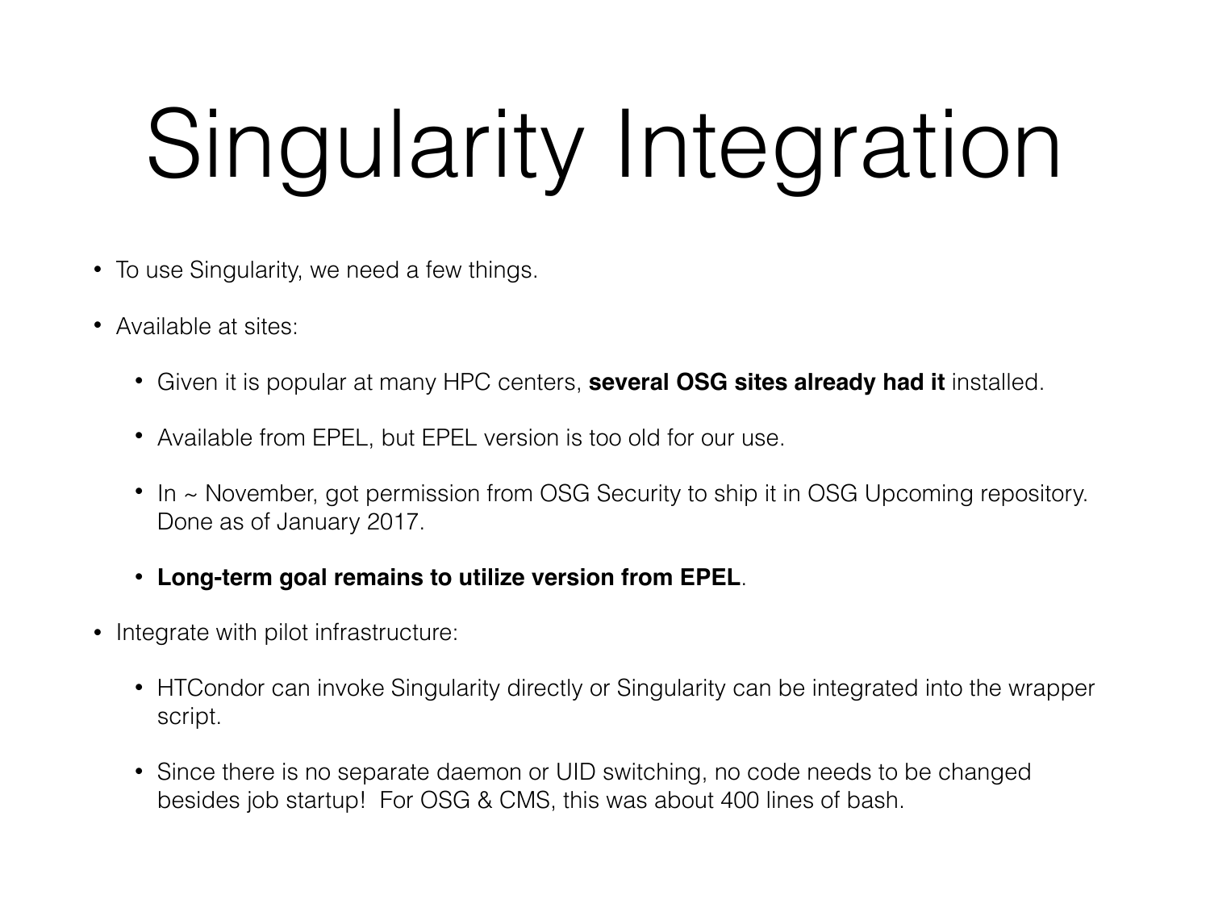# Singularity Integration

- To use Singularity, we need a few things.
- Available at sites:
  - Given it is popular at many HPC centers, **several OSG sites already had it** installed.
  - Available from EPEL, but EPEL version is too old for our use.
  - In ~ November, got permission from OSG Security to ship it in OSG Upcoming repository. Done as of January 2017.
  - **Long-term goal remains to utilize version from EPEL**.
- Integrate with pilot infrastructure:
  - HTCondor can invoke Singularity directly or Singularity can be integrated into the wrapper script.
  - Since there is no separate daemon or UID switching, no code needs to be changed besides job startup! For OSG & CMS, this was about 400 lines of bash.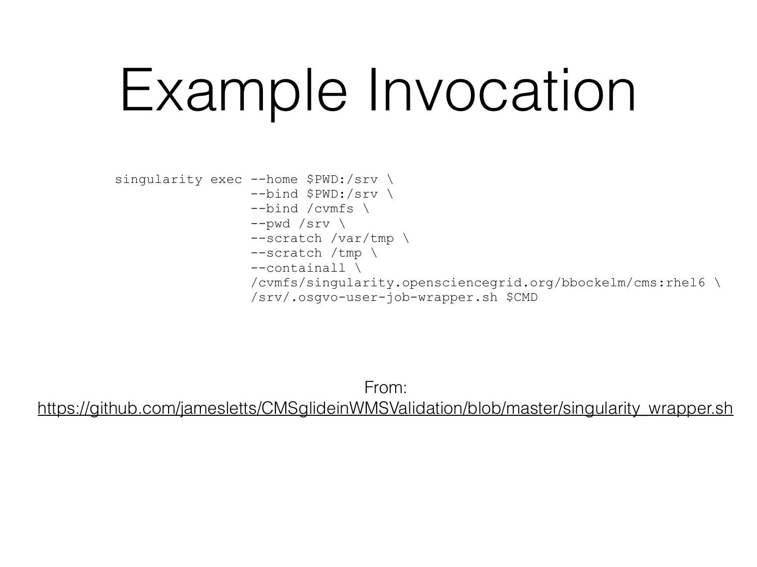# Example Invocation

```
singularity exec --home $PWD:/srv \
                 --bind $PWD:/srv \
                 --bind /cvmfs \
                 --pwd /srv \
                 --scratch /var/tmp \
                 --scratch /tmp \
                 --containall \
                 /cvmfs/singularity.opensciencegrid.org/bbockelm/cms:rhel6 \
                 /srv/.osgvo-user-job-wrapper.sh $CMD
```

From:
https://github.com/jamesletts/CMSglideinWMSValidation/blob/master/singularity_wrapper.sh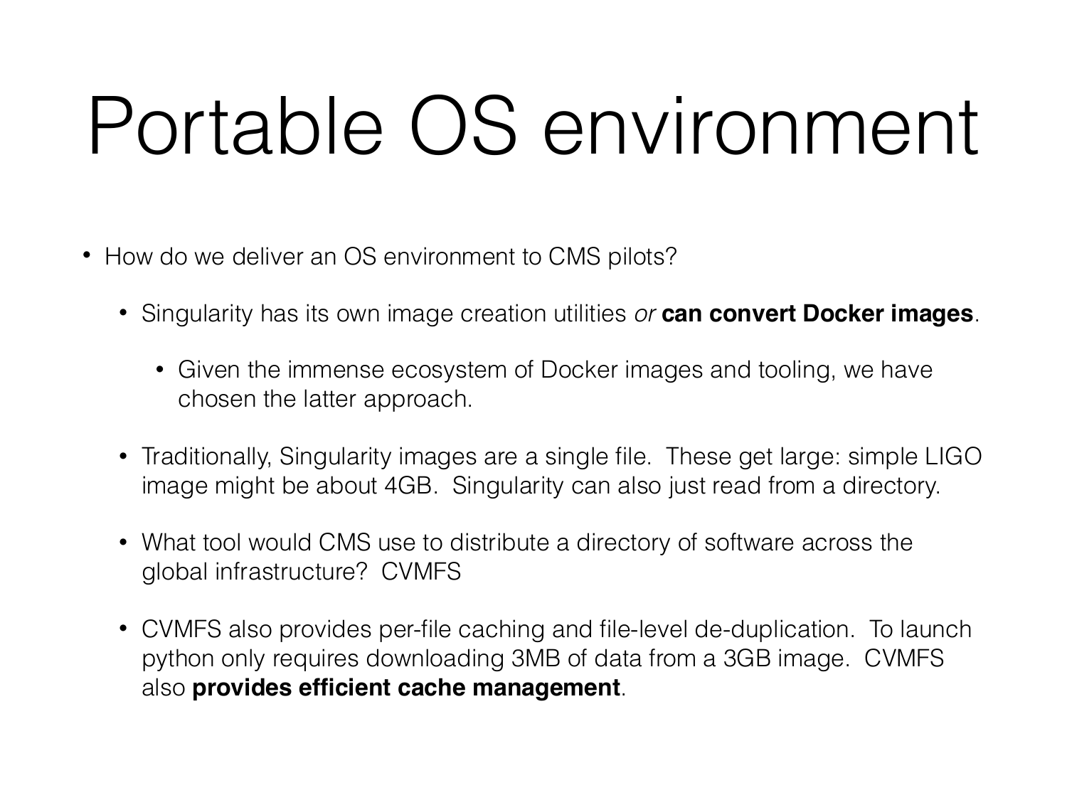# Portable OS environment

- How do we deliver an OS environment to CMS pilots?
  - Singularity has its own image creation utilities *or* **can convert Docker images**.
    - Given the immense ecosystem of Docker images and tooling, we have chosen the latter approach.
  - Traditionally, Singularity images are a single file. These get large: simple LIGO image might be about 4GB. Singularity can also just read from a directory.
  - What tool would CMS use to distribute a directory of software across the global infrastructure? CVMFS
  - CVMFS also provides per-file caching and file-level de-duplication. To launch python only requires downloading 3MB of data from a 3GB image. CVMFS also **provides efficient cache management**.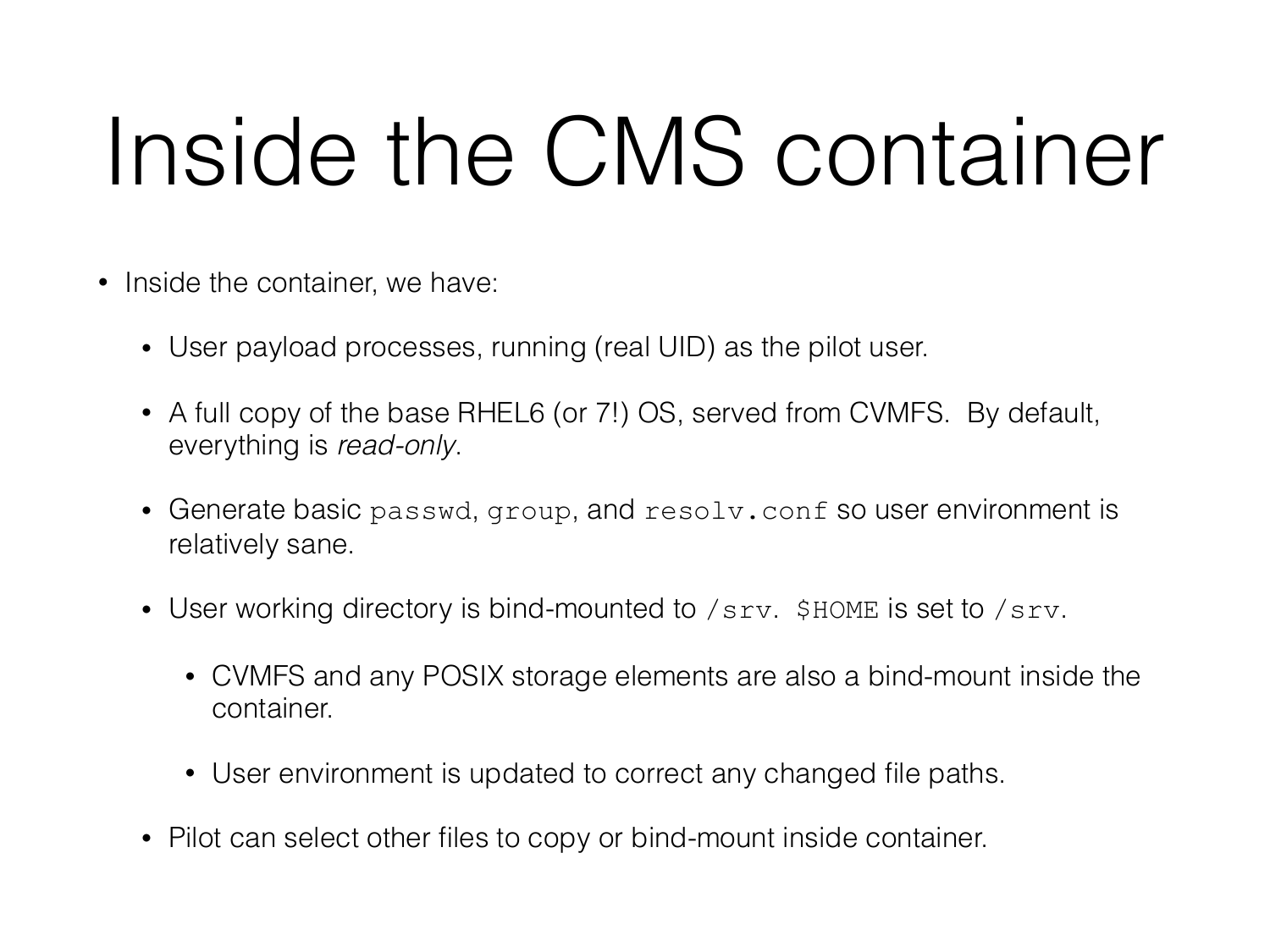# Inside the CMS container

- Inside the container, we have:
  - User payload processes, running (real UID) as the pilot user.
  - A full copy of the base RHEL6 (or 7!) OS, served from CVMFS. By default, everything is *read-only*.
  - Generate basic `passwd`, `group`, and `resolv.conf` so user environment is relatively sane.
  - User working directory is bind-mounted to `/srv`. `$HOME` is set to `/srv`.
    - CVMFS and any POSIX storage elements are also a bind-mount inside the container.
    - User environment is updated to correct any changed file paths.
  - Pilot can select other files to copy or bind-mount inside container.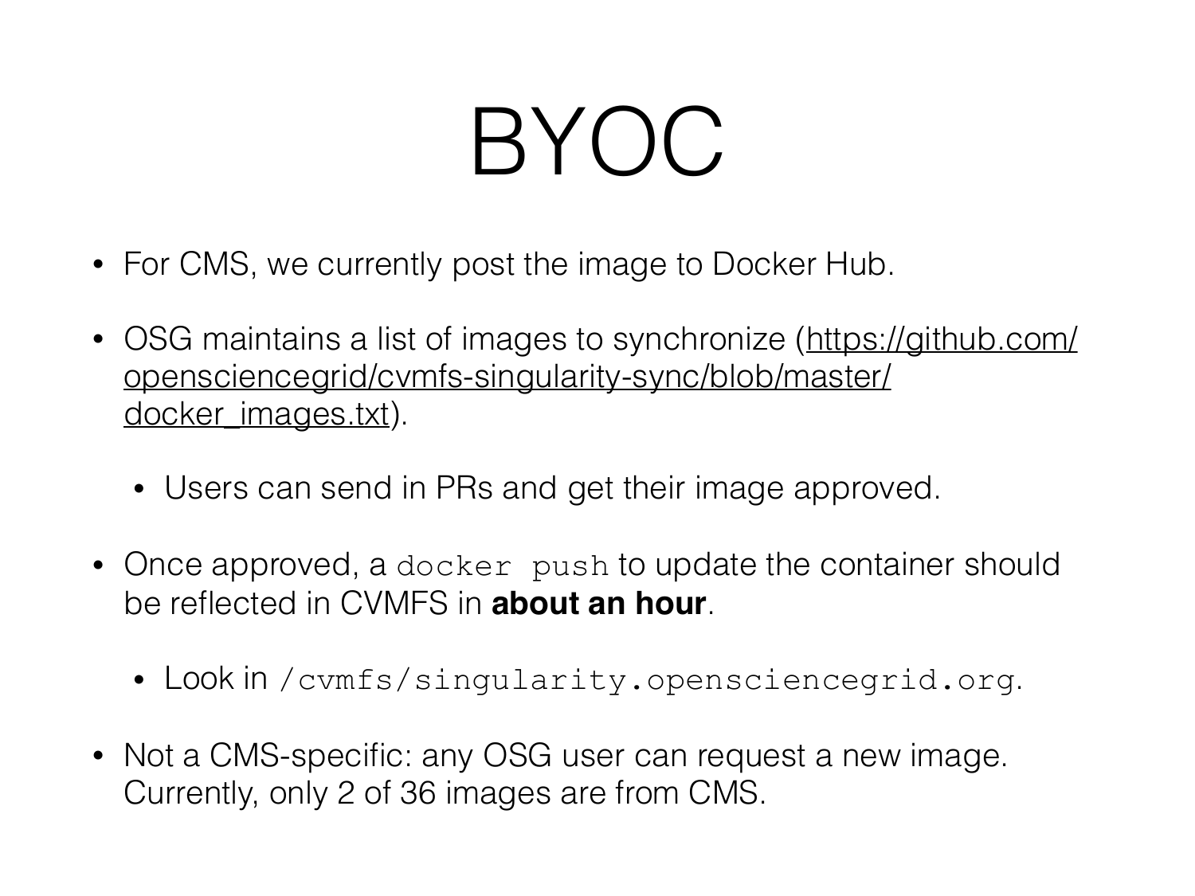# BYOC

- For CMS, we currently post the image to Docker Hub.
- OSG maintains a list of images to synchronize ([https://github.com/opensciencegrid/cvmfs-singularity-sync/blob/master/docker_images.txt](https://github.com/opensciencegrid/cvmfs-singularity-sync/blob/master/docker_images.txt)).
  - Users can send in PRs and get their image approved.
- Once approved, a `docker push` to update the container should be reflected in CVMFS in **about an hour**.
  - Look in `/cvmfs/singularity.opensciencegrid.org`.
- Not a CMS-specific: any OSG user can request a new image. Currently, only 2 of 36 images are from CMS.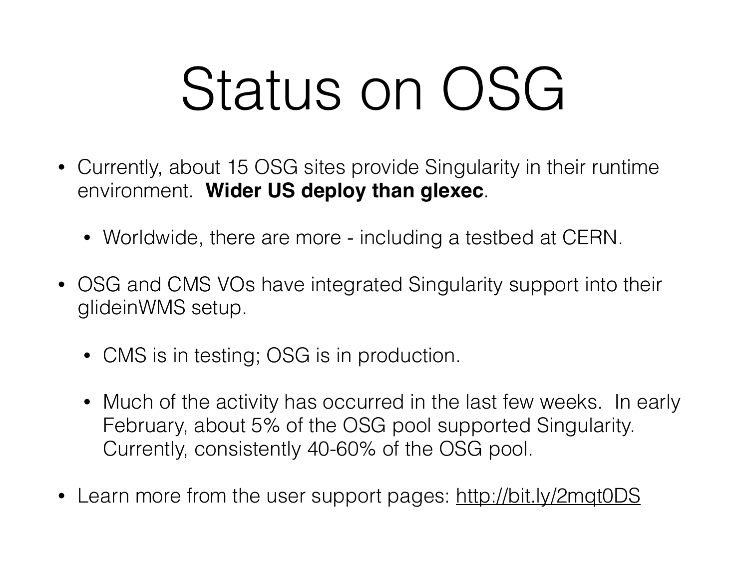# Status on OSG

- Currently, about 15 OSG sites provide Singularity in their runtime environment. **Wider US deploy than glexec**.
  - Worldwide, there are more - including a testbed at CERN.
- OSG and CMS VOs have integrated Singularity support into their glideinWMS setup.
  - CMS is in testing; OSG is in production.
  - Much of the activity has occurred in the last few weeks. In early February, about 5% of the OSG pool supported Singularity. Currently, consistently 40-60% of the OSG pool.
- Learn more from the user support pages: http://bit.ly/2mqt0DS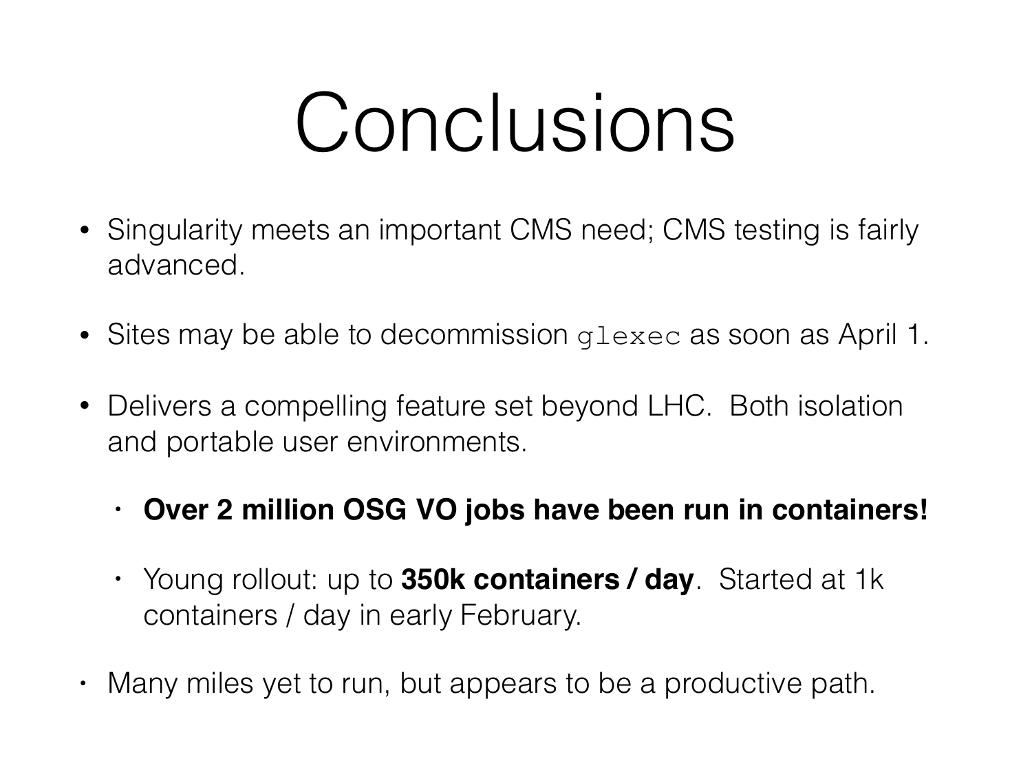# Conclusions

- Singularity meets an important CMS need; CMS testing is fairly advanced.
- Sites may be able to decommission `glexec` as soon as April 1.
- Delivers a compelling feature set beyond LHC. Both isolation and portable user environments.
  - **Over 2 million OSG VO jobs have been run in containers!**
  - Young rollout: up to **350k containers / day**. Started at 1k containers / day in early February.
- Many miles yet to run, but appears to be a productive path.